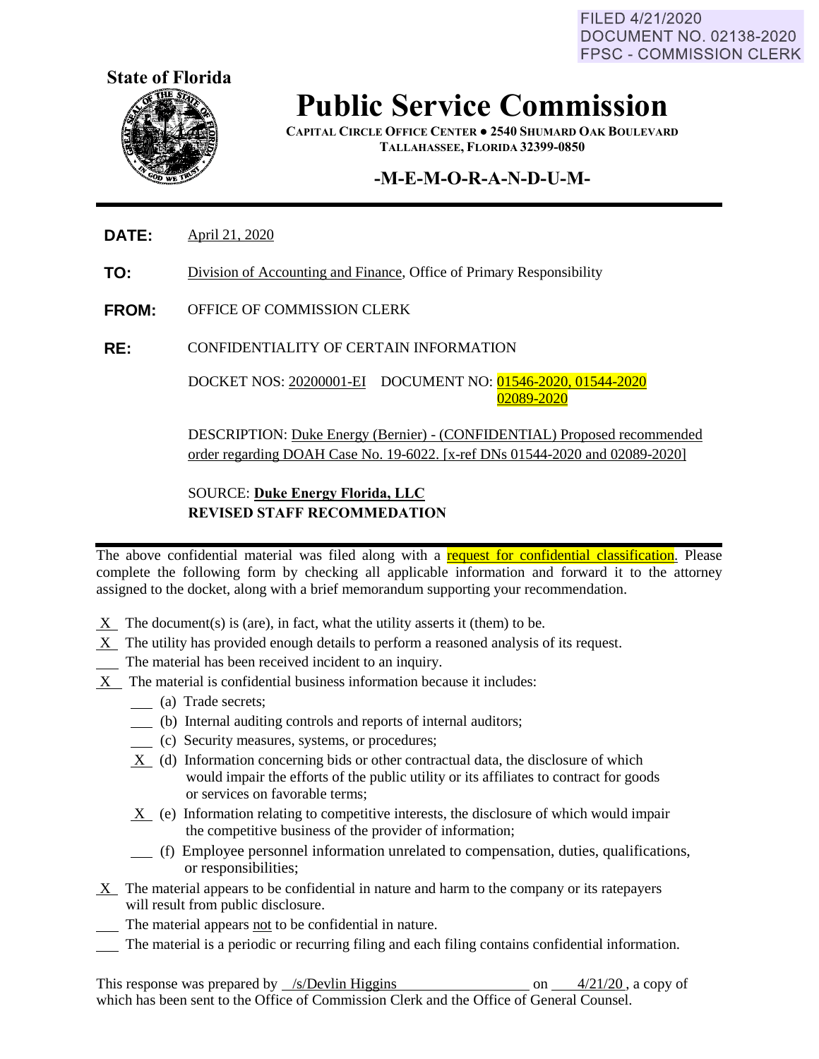FILED 4/21/2020
DOCUMENT NO. 02138-2020
FPSC - COMMISSION CLERK

**State of Florida**

# Public Service Commission

**CAPITAL CIRCLE OFFICE CENTER ● 2540 SHUMARD OAK BOULEVARD**
**TALLAHASSEE, FLORIDA 32399-0850**

## -M-E-M-O-R-A-N-D-U-M-

**DATE:** April 21, 2020

**TO:** Division of Accounting and Finance, Office of Primary Responsibility

**FROM:** OFFICE OF COMMISSION CLERK

**RE:** CONFIDENTIALITY OF CERTAIN INFORMATION

DOCKET NOS: 20200001-EI DOCUMENT NO: 01546-2020, 01544-2020 02089-2020

DESCRIPTION: Duke Energy (Bernier) - (CONFIDENTIAL) Proposed recommended order regarding DOAH Case No. 19-6022. [x-ref DNs 01544-2020 and 02089-2020]

SOURCE: **Duke Energy Florida, LLC**
**REVISED STAFF RECOMMEDATION**

---

The above confidential material was filed along with a request for confidential classification. Please complete the following form by checking all applicable information and forward it to the attorney assigned to the docket, along with a brief memorandum supporting your recommendation.

X The document(s) is (are), in fact, what the utility asserts it (them) to be.
X The utility has provided enough details to perform a reasoned analysis of its request.
___ The material has been received incident to an inquiry.
X The material is confidential business information because it includes:

- ___ (a) Trade secrets;
- ___ (b) Internal auditing controls and reports of internal auditors;
- ___ (c) Security measures, systems, or procedures;
- X (d) Information concerning bids or other contractual data, the disclosure of which would impair the efforts of the public utility or its affiliates to contract for goods or services on favorable terms;
- X (e) Information relating to competitive interests, the disclosure of which would impair the competitive business of the provider of information;
- ___ (f) Employee personnel information unrelated to compensation, duties, qualifications, or responsibilities;

X The material appears to be confidential in nature and harm to the company or its ratepayers will result from public disclosure.
___ The material appears not to be confidential in nature.
___ The material is a periodic or recurring filing and each filing contains confidential information.

This response was prepared by /s/Devlin Higgins on 4/21/20, a copy of which has been sent to the Office of Commission Clerk and the Office of General Counsel.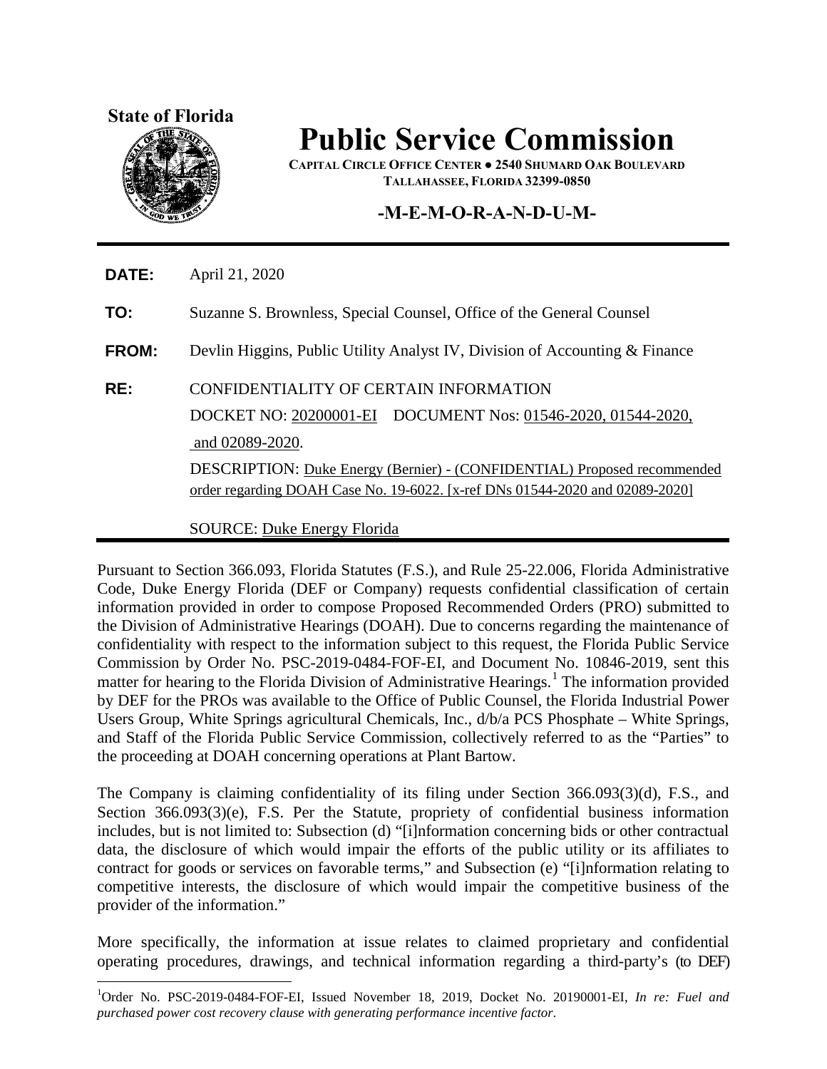State of Florida

# Public Service Commission

**CAPITAL CIRCLE OFFICE CENTER ● 2540 SHUMARD OAK BOULEVARD**
**TALLAHASSEE, FLORIDA 32399-0850**

## -M-E-M-O-R-A-N-D-U-M-

**DATE:** April 21, 2020

**TO:** Suzanne S. Brownless, Special Counsel, Office of the General Counsel

**FROM:** Devlin Higgins, Public Utility Analyst IV, Division of Accounting & Finance

**RE:** CONFIDENTIALITY OF CERTAIN INFORMATION
DOCKET NO: 20200001-EI DOCUMENT Nos: 01546-2020, 01544-2020, and 02089-2020.
DESCRIPTION: Duke Energy (Bernier) - (CONFIDENTIAL) Proposed recommended order regarding DOAH Case No. 19-6022. [x-ref DNs 01544-2020 and 02089-2020]
SOURCE: Duke Energy Florida

Pursuant to Section 366.093, Florida Statutes (F.S.), and Rule 25-22.006, Florida Administrative Code, Duke Energy Florida (DEF or Company) requests confidential classification of certain information provided in order to compose Proposed Recommended Orders (PRO) submitted to the Division of Administrative Hearings (DOAH). Due to concerns regarding the maintenance of confidentiality with respect to the information subject to this request, the Florida Public Service Commission by Order No. PSC-2019-0484-FOF-EI, and Document No. 10846-2019, sent this matter for hearing to the Florida Division of Administrative Hearings.[1] The information provided by DEF for the PROs was available to the Office of Public Counsel, the Florida Industrial Power Users Group, White Springs agricultural Chemicals, Inc., d/b/a PCS Phosphate – White Springs, and Staff of the Florida Public Service Commission, collectively referred to as the "Parties" to the proceeding at DOAH concerning operations at Plant Bartow.

The Company is claiming confidentiality of its filing under Section 366.093(3)(d), F.S., and Section 366.093(3)(e), F.S. Per the Statute, propriety of confidential business information includes, but is not limited to: Subsection (d) "[i]nformation concerning bids or other contractual data, the disclosure of which would impair the efforts of the public utility or its affiliates to contract for goods or services on favorable terms," and Subsection (e) "[i]nformation relating to competitive interests, the disclosure of which would impair the competitive business of the provider of the information."

More specifically, the information at issue relates to claimed proprietary and confidential operating procedures, drawings, and technical information regarding a third-party's (to DEF)

[1]Order No. PSC-2019-0484-FOF-EI, Issued November 18, 2019, Docket No. 20190001-EI, *In re: Fuel and purchased power cost recovery clause with generating performance incentive factor*.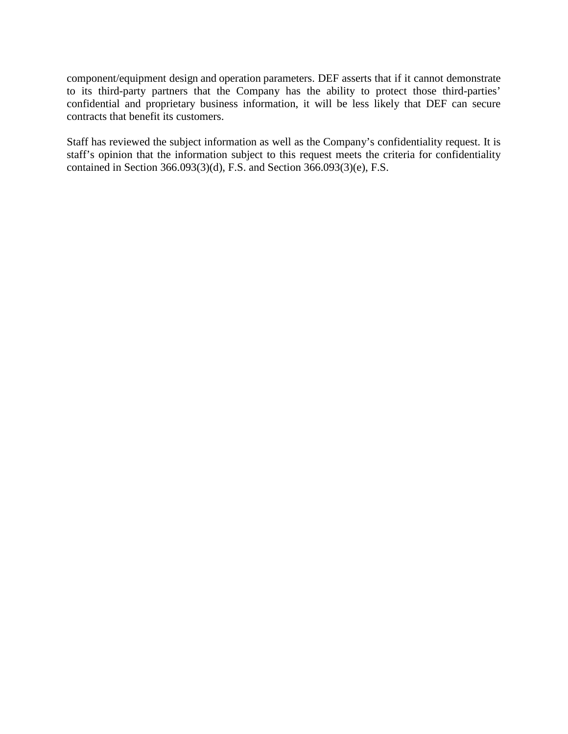component/equipment design and operation parameters. DEF asserts that if it cannot demonstrate to its third-party partners that the Company has the ability to protect those third-parties' confidential and proprietary business information, it will be less likely that DEF can secure contracts that benefit its customers.

Staff has reviewed the subject information as well as the Company's confidentiality request. It is staff's opinion that the information subject to this request meets the criteria for confidentiality contained in Section 366.093(3)(d), F.S. and Section 366.093(3)(e), F.S.